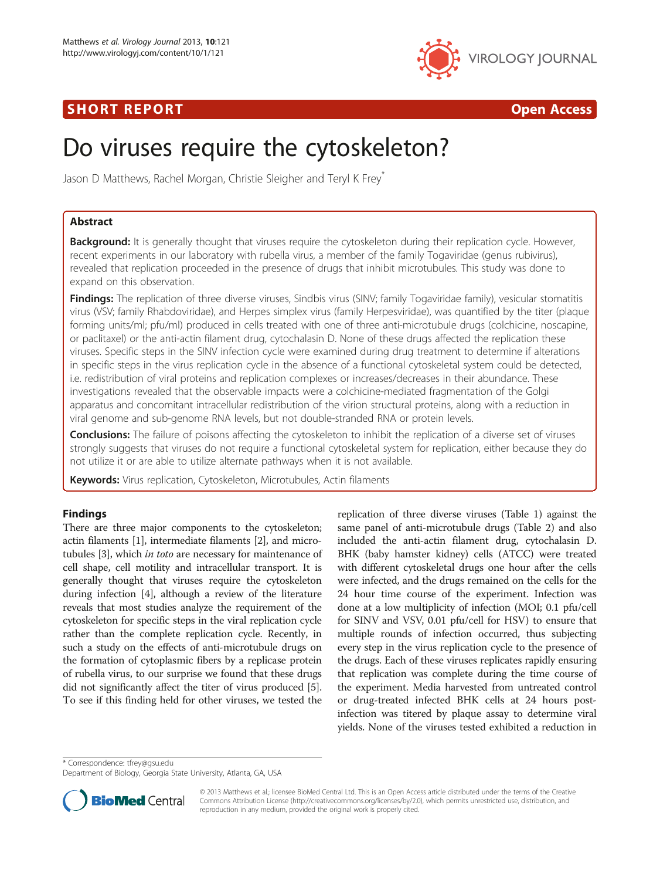SHORT REPORT

Open Access

# Do viruses require the cytoskeleton?

Jason D Matthews, Rachel Morgan, Christie Sleigher and Teryl K Frey*

## Abstract

**Background:** It is generally thought that viruses require the cytoskeleton during their replication cycle. However, recent experiments in our laboratory with rubella virus, a member of the family Togaviridae (genus rubivirus), revealed that replication proceeded in the presence of drugs that inhibit microtubules. This study was done to expand on this observation.

**Findings:** The replication of three diverse viruses, Sindbis virus (SINV; family Togaviridae family), vesicular stomatitis virus (VSV; family Rhabdoviridae), and Herpes simplex virus (family Herpesviridae), was quantified by the titer (plaque forming units/ml; pfu/ml) produced in cells treated with one of three anti-microtubule drugs (colchicine, noscapine, or paclitaxel) or the anti-actin filament drug, cytochalasin D. None of these drugs affected the replication these viruses. Specific steps in the SINV infection cycle were examined during drug treatment to determine if alterations in specific steps in the virus replication cycle in the absence of a functional cytoskeletal system could be detected, i.e. redistribution of viral proteins and replication complexes or increases/decreases in their abundance. These investigations revealed that the observable impacts were a colchicine-mediated fragmentation of the Golgi apparatus and concomitant intracellular redistribution of the virion structural proteins, along with a reduction in viral genome and sub-genome RNA levels, but not double-stranded RNA or protein levels.

**Conclusions:** The failure of poisons affecting the cytoskeleton to inhibit the replication of a diverse set of viruses strongly suggests that viruses do not require a functional cytoskeletal system for replication, either because they do not utilize it or are able to utilize alternate pathways when it is not available.

**Keywords:** Virus replication, Cytoskeleton, Microtubules, Actin filaments

## Findings

There are three major components to the cytoskeleton; actin filaments [1], intermediate filaments [2], and microtubules [3], which *in toto* are necessary for maintenance of cell shape, cell motility and intracellular transport. It is generally thought that viruses require the cytoskeleton during infection [4], although a review of the literature reveals that most studies analyze the requirement of the cytoskeleton for specific steps in the viral replication cycle rather than the complete replication cycle. Recently, in such a study on the effects of anti-microtubule drugs on the formation of cytoplasmic fibers by a replicase protein of rubella virus, to our surprise we found that these drugs did not significantly affect the titer of virus produced [5]. To see if this finding held for other viruses, we tested the replication of three diverse viruses (Table 1) against the same panel of anti-microtubule drugs (Table 2) and also included the anti-actin filament drug, cytochalasin D. BHK (baby hamster kidney) cells (ATCC) were treated with different cytoskeletal drugs one hour after the cells were infected, and the drugs remained on the cells for the 24 hour time course of the experiment. Infection was done at a low multiplicity of infection (MOI; 0.1 pfu/cell for SINV and VSV, 0.01 pfu/cell for HSV) to ensure that multiple rounds of infection occurred, thus subjecting every step in the virus replication cycle to the presence of the drugs. Each of these viruses replicates rapidly ensuring that replication was complete during the time course of the experiment. Media harvested from untreated control or drug-treated infected BHK cells at 24 hours post-infection was titered by plaque assay to determine viral yields. None of the viruses tested exhibited a reduction in

* Correspondence: tfrey@gsu.edu
Department of Biology, Georgia State University, Atlanta, GA, USA

© 2013 Matthews et al.; licensee BioMed Central Ltd. This is an Open Access article distributed under the terms of the Creative Commons Attribution License (http://creativecommons.org/licenses/by/2.0), which permits unrestricted use, distribution, and reproduction in any medium, provided the original work is properly cited.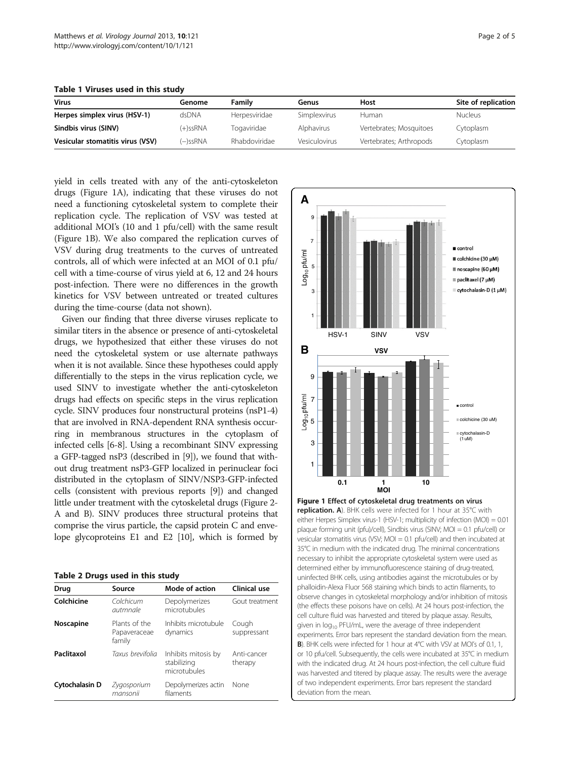**Table 1 Viruses used in this study**

| Virus | Genome | Family | Genus | Host | Site of replication |
|---|---|---|---|---|---|
| **Herpes simplex virus (HSV-1)** | dsDNA | Herpesviridae | Simplexvirus | Human | Nucleus |
| **Sindbis virus (SINV)** | (+)ssRNA | Togaviridae | Alphavirus | Vertebrates; Mosquitoes | Cytoplasm |
| **Vesicular stomatitis virus (VSV)** | (−)ssRNA | Rhabdoviridae | Vesiculovirus | Vertebrates; Arthropods | Cytoplasm |

yield in cells treated with any of the anti-cytoskeleton drugs (Figure 1A), indicating that these viruses do not need a functioning cytoskeletal system to complete their replication cycle. The replication of VSV was tested at additional MOI's (10 and 1 pfu/cell) with the same result (Figure 1B). We also compared the replication curves of VSV during drug treatments to the curves of untreated controls, all of which were infected at an MOI of 0.1 pfu/cell with a time-course of virus yield at 6, 12 and 24 hours post-infection. There were no differences in the growth kinetics for VSV between untreated or treated cultures during the time-course (data not shown).

Given our finding that three diverse viruses replicate to similar titers in the absence or presence of anti-cytoskeletal drugs, we hypothesized that either these viruses do not need the cytoskeletal system or use alternate pathways when it is not available. Since these hypotheses could apply differentially to the steps in the virus replication cycle, we used SINV to investigate whether the anti-cytoskeleton drugs had effects on specific steps in the virus replication cycle. SINV produces four nonstructural proteins (nsP1-4) that are involved in RNA-dependent RNA synthesis occurring in membranous structures in the cytoplasm of infected cells [6-8]. Using a recombinant SINV expressing a GFP-tagged nsP3 (described in [9]), we found that without drug treatment nsP3-GFP localized in perinuclear foci distributed in the cytoplasm of SINV/NSP3-GFP-infected cells (consistent with previous reports [9]) and changed little under treatment with the cytoskeletal drugs (Figure 2-A and B). SINV produces three structural proteins that comprise the virus particle, the capsid protein C and envelope glycoproteins E1 and E2 [10], which is formed by

**Table 2 Drugs used in this study**

| Drug | Source | Mode of action | Clinical use |
|---|---|---|---|
| **Colchicine** | *Colchicum autmnale* | Depolymerizes microtubules | Gout treatment |
| **Noscapine** | Plants of the Papaveraceae family | Inhibits microtubule dynamics | Cough suppressant |
| **Paclitaxol** | *Taxus brevifolia* | Inhibits mitosis by stabilizing microtubules | Anti-cancer therapy |
| **Cytochalasin D** | *Zygosporium mansonii* | Depolymerizes actin filaments | None |

**Figure 1 Effect of cytoskeletal drug treatments on virus replication. A**). BHK cells were infected for 1 hour at 35°C with either Herpes Simplex virus-1 (HSV-1; multiplicity of infection (MOI) = 0.01 plaque forming unit (pfu)/cell), Sindbis virus (SINV; MOI = 0.1 pfu/cell) or vesicular stomatitis virus (VSV; MOI = 0.1 pfu/cell) and then incubated at 35°C in medium with the indicated drug. The minimal concentrations necessary to inhibit the appropriate cytoskeletal system were used as determined either by immunofluorescence staining of drug-treated, uninfected BHK cells, using antibodies against the microtubules or by phalloidin-Alexa Fluor 568 staining which binds to actin filaments, to observe changes in cytoskeletal morphology and/or inhibition of mitosis (the effects these poisons have on cells). At 24 hours post-infection, the cell culture fluid was harvested and titered by plaque assay. Results, given in $\log_{10}$ PFU/mL, were the average of three independent experiments. Error bars represent the standard deviation from the mean. **B**). BHK cells were infected for 1 hour at 4°C with VSV at MOI's of 0.1, 1, or 10 pfu/cell. Subsequently, the cells were incubated at 35°C in medium with the indicated drug. At 24 hours post-infection, the cell culture fluid was harvested and titered by plaque assay. The results were the average of two independent experiments. Error bars represent the standard deviation from the mean.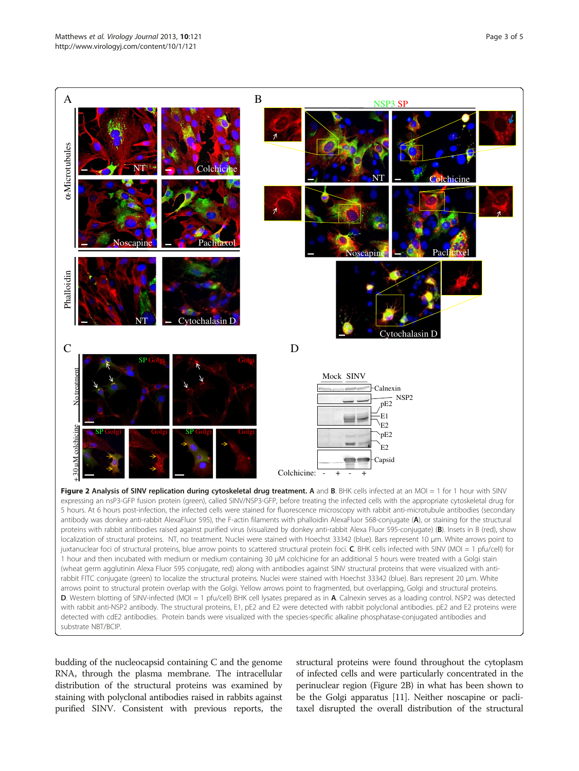**Figure 2 Analysis of SINV replication during cytoskeletal drug treatment. A** and **B**. BHK cells infected at an MOI = 1 for 1 hour with SINV expressing an nsP3-GFP fusion protein (green), called SINV/NSP3-GFP, before treating the infected cells with the appropriate cytoskeletal drug for 5 hours. At 6 hours post-infection, the infected cells were stained for fluorescence microscopy with rabbit anti-microtubule antibodies (secondary antibody was donkey anti-rabbit AlexaFluor 595), the F-actin filaments with phalloidin AlexaFluor 568-conjugate (**A**), or staining for the structural proteins with rabbit antibodies raised against purified virus (visualized by donkey anti-rabbit Alexa Fluor 595-conjugate) (**B**). Insets in B (red), show localization of structural proteins. NT, no treatment. Nuclei were stained with Hoechst 33342 (blue). Bars represent 10 μm. White arrows point to juxtanuclear foci of structural proteins, blue arrow points to scattered structural protein foci. **C**. BHK cells infected with SINV (MOI = 1 pfu/cell) for 1 hour and then incubated with medium or medium containing 30 μM colchicine for an additional 5 hours were treated with a Golgi stain (wheat germ agglutinin Alexa Fluor 595 conjugate, red) along with antibodies against SINV structural proteins that were visualized with anti-rabbit FITC conjugate (green) to localize the structural proteins. Nuclei were stained with Hoechst 33342 (blue). Bars represent 20 μm. White arrows point to structural protein overlap with the Golgi. Yellow arrows point to fragmented, but overlapping, Golgi and structural proteins. **D**. Western blotting of SINV-infected (MOI = 1 pfu/cell) BHK cell lysates prepared as in **A**. Calnexin serves as a loading control. NSP2 was detected with rabbit anti-NSP2 antibody. The structural proteins, E1, pE2 and E2 were detected with rabbit polyclonal antibodies. pE2 and E2 proteins were detected with cdE2 antibodies. Protein bands were visualized with the species-specific alkaline phosphatase-conjugated antibodies and substrate NBT/BCIP.

budding of the nucleocapsid containing C and the genome RNA, through the plasma membrane. The intracellular distribution of the structural proteins was examined by staining with polyclonal antibodies raised in rabbits against purified SINV. Consistent with previous reports, the structural proteins were found throughout the cytoplasm of infected cells and were particularly concentrated in the perinuclear region (Figure 2B) in what has been shown to be the Golgi apparatus [11]. Neither noscapine or paclitaxel disrupted the overall distribution of the structural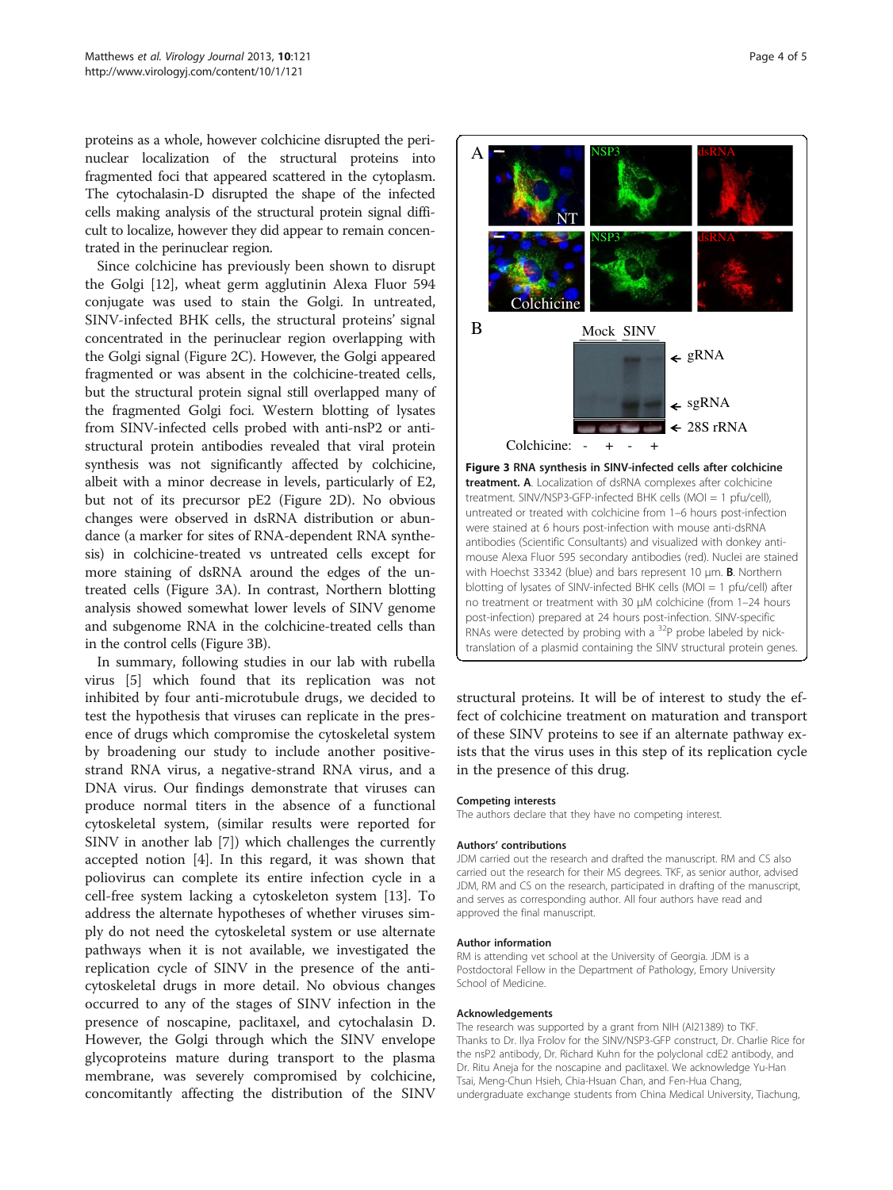proteins as a whole, however colchicine disrupted the perinuclear localization of the structural proteins into fragmented foci that appeared scattered in the cytoplasm. The cytochalasin-D disrupted the shape of the infected cells making analysis of the structural protein signal difficult to localize, however they did appear to remain concentrated in the perinuclear region.

Since colchicine has previously been shown to disrupt the Golgi [12], wheat germ agglutinin Alexa Fluor 594 conjugate was used to stain the Golgi. In untreated, SINV-infected BHK cells, the structural proteins' signal concentrated in the perinuclear region overlapping with the Golgi signal (Figure 2C). However, the Golgi appeared fragmented or was absent in the colchicine-treated cells, but the structural protein signal still overlapped many of the fragmented Golgi foci. Western blotting of lysates from SINV-infected cells probed with anti-nsP2 or anti-structural protein antibodies revealed that viral protein synthesis was not significantly affected by colchicine, albeit with a minor decrease in levels, particularly of E2, but not of its precursor pE2 (Figure 2D). No obvious changes were observed in dsRNA distribution or abundance (a marker for sites of RNA-dependent RNA synthesis) in colchicine-treated vs untreated cells except for more staining of dsRNA around the edges of the untreated cells (Figure 3A). In contrast, Northern blotting analysis showed somewhat lower levels of SINV genome and subgenome RNA in the colchicine-treated cells than in the control cells (Figure 3B).

In summary, following studies in our lab with rubella virus [5] which found that its replication was not inhibited by four anti-microtubule drugs, we decided to test the hypothesis that viruses can replicate in the presence of drugs which compromise the cytoskeletal system by broadening our study to include another positive-strand RNA virus, a negative-strand RNA virus, and a DNA virus. Our findings demonstrate that viruses can produce normal titers in the absence of a functional cytoskeletal system, (similar results were reported for SINV in another lab [7]) which challenges the currently accepted notion [4]. In this regard, it was shown that poliovirus can complete its entire infection cycle in a cell-free system lacking a cytoskeleton system [13]. To address the alternate hypotheses of whether viruses simply do not need the cytoskeletal system or use alternate pathways when it is not available, we investigated the replication cycle of SINV in the presence of the anti-cytoskeletal drugs in more detail. No obvious changes occurred to any of the stages of SINV infection in the presence of noscapine, paclitaxel, and cytochalasin D. However, the Golgi through which the SINV envelope glycoproteins mature during transport to the plasma membrane, was severely compromised by colchicine, concomitantly affecting the distribution of the SINV structural proteins. It will be of interest to study the effect of colchicine treatment on maturation and transport of these SINV proteins to see if an alternate pathway exists that the virus uses in this step of its replication cycle in the presence of this drug.

**Figure 3 RNA synthesis in SINV-infected cells after colchicine treatment. A**. Localization of dsRNA complexes after colchicine treatment. SINV/NSP3-GFP-infected BHK cells (MOI = 1 pfu/cell), untreated or treated with colchicine from 1–6 hours post-infection were stained at 6 hours post-infection with mouse anti-dsRNA antibodies (Scientific Consultants) and visualized with donkey anti-mouse Alexa Fluor 595 secondary antibodies (red). Nuclei are stained with Hoechst 33342 (blue) and bars represent 10 μm. **B**. Northern blotting of lysates of SINV-infected BHK cells (MOI = 1 pfu/cell) after no treatment or treatment with 30 μM colchicine (from 1–24 hours post-infection) prepared at 24 hours post-infection. SINV-specific RNAs were detected by probing with a $^{32}P$ probe labeled by nick-translation of a plasmid containing the SINV structural protein genes.

### Competing interests

The authors declare that they have no competing interest.

### Authors' contributions

JDM carried out the research and drafted the manuscript. RM and CS also carried out the research for their MS degrees. TKF, as senior author, advised JDM, RM and CS on the research, participated in drafting of the manuscript, and serves as corresponding author. All four authors have read and approved the final manuscript.

### Author information

RM is attending vet school at the University of Georgia. JDM is a Postdoctoral Fellow in the Department of Pathology, Emory University School of Medicine.

### Acknowledgements

The research was supported by a grant from NIH (AI21389) to TKF. Thanks to Dr. Ilya Frolov for the SINV/NSP3-GFP construct, Dr. Charlie Rice for the nsP2 antibody, Dr. Richard Kuhn for the polyclonal cdE2 antibody, and Dr. Ritu Aneja for the noscapine and paclitaxel. We acknowledge Yu-Han Tsai, Meng-Chun Hsieh, Chia-Hsuan Chan, and Fen-Hua Chang, undergraduate exchange students from China Medical University, Tiachung,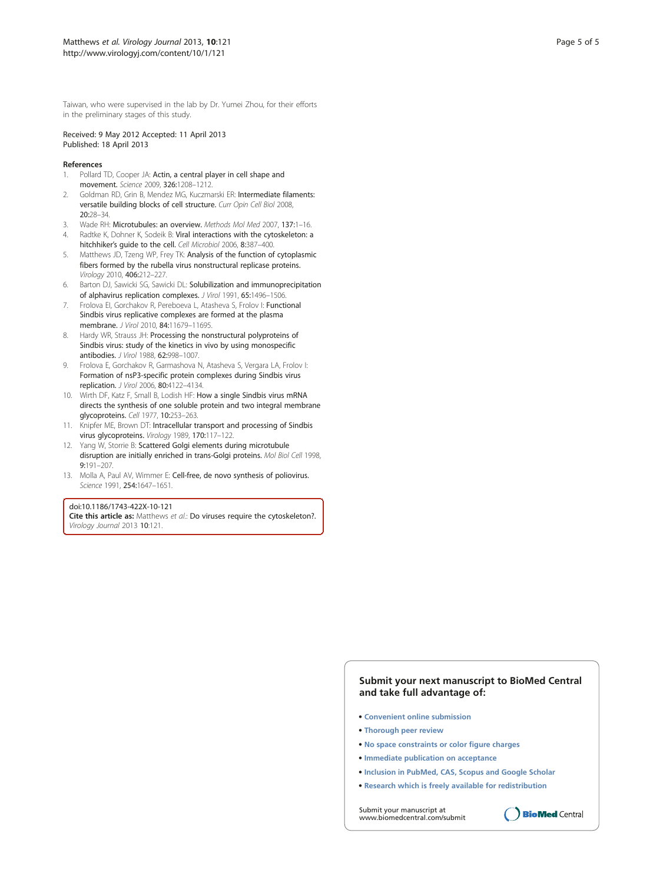Taiwan, who were supervised in the lab by Dr. Yumei Zhou, for their efforts in the preliminary stages of this study.

Received: 9 May 2012 Accepted: 11 April 2013
Published: 18 April 2013

### References

1. Pollard TD, Cooper JA: **Actin, a central player in cell shape and movement.** *Science* 2009, **326:**1208–1212.
2. Goldman RD, Grin B, Mendez MG, Kuczmarski ER: **Intermediate filaments: versatile building blocks of cell structure.** *Curr Opin Cell Biol* 2008, **20:**28–34.
3. Wade RH: **Microtubules: an overview.** *Methods Mol Med* 2007, **137:**1–16.
4. Radtke K, Dohner K, Sodeik B: **Viral interactions with the cytoskeleton: a hitchhiker's guide to the cell.** *Cell Microbiol* 2006, **8:**387–400.
5. Matthews JD, Tzeng WP, Frey TK: **Analysis of the function of cytoplasmic fibers formed by the rubella virus nonstructural replicase proteins.** *Virology* 2010, **406:**212–227.
6. Barton DJ, Sawicki SG, Sawicki DL: **Solubilization and immunoprecipitation of alphavirus replication complexes.** *J Virol* 1991, **65:**1496–1506.
7. Frolova EI, Gorchakov R, Pereboeva L, Atasheva S, Frolov I: **Functional Sindbis virus replicative complexes are formed at the plasma membrane.** *J Virol* 2010, **84:**11679–11695.
8. Hardy WR, Strauss JH: **Processing the nonstructural polyproteins of Sindbis virus: study of the kinetics in vivo by using monospecific antibodies.** *J Virol* 1988, **62:**998–1007.
9. Frolova E, Gorchakov R, Garmashova N, Atasheva S, Vergara LA, Frolov I: **Formation of nsP3-specific protein complexes during Sindbis virus replication.** *J Virol* 2006, **80:**4122–4134.
10. Wirth DF, Katz F, Small B, Lodish HF: **How a single Sindbis virus mRNA directs the synthesis of one soluble protein and two integral membrane glycoproteins.** *Cell* 1977, **10:**253–263.
11. Knipfer ME, Brown DT: **Intracellular transport and processing of Sindbis virus glycoproteins.** *Virology* 1989, **170:**117–122.
12. Yang W, Storrie B: **Scattered Golgi elements during microtubule disruption are initially enriched in trans-Golgi proteins.** *Mol Biol Cell* 1998, **9:**191–207.
13. Molla A, Paul AV, Wimmer E: **Cell-free, de novo synthesis of poliovirus.** *Science* 1991, **254:**1647–1651.

doi:10.1186/1743-422X-10-121
**Cite this article as:** Matthews *et al.*: Do viruses require the cytoskeleton?. *Virology Journal* 2013 **10**:121.

**Submit your next manuscript to BioMed Central and take full advantage of:**

- **Convenient online submission**
- **Thorough peer review**
- **No space constraints or color figure charges**
- **Immediate publication on acceptance**
- **Inclusion in PubMed, CAS, Scopus and Google Scholar**
- **Research which is freely available for redistribution**

Submit your manuscript at
www.biomedcentral.com/submit

BioMed Central